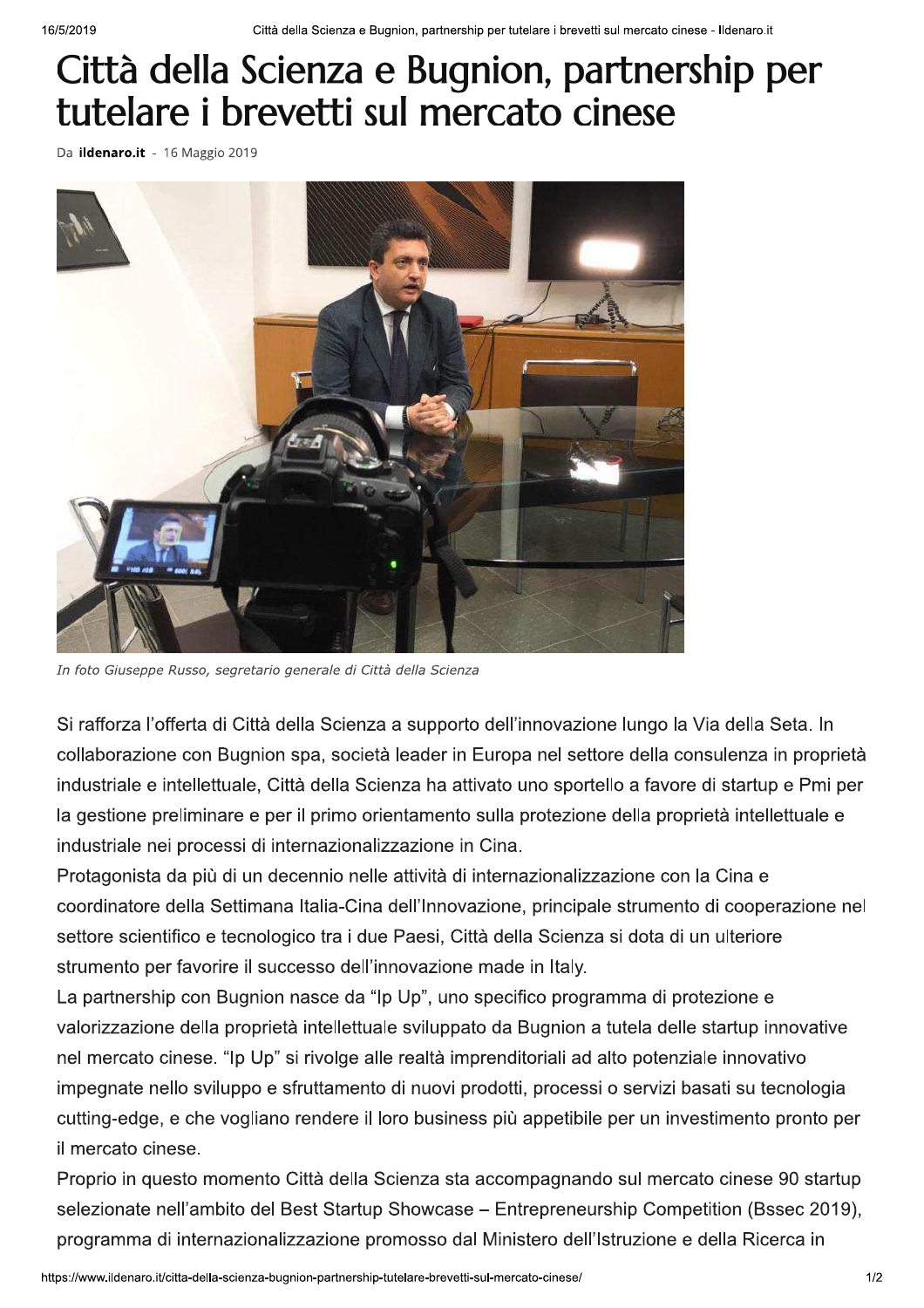# Città della Scienza e Bugnion, partnership per tutelare i brevetti sul mercato cinese

Da **ildenaro.it** - 16 Maggio 2019

*In foto Giuseppe Russo, segretario generale di Città della Scienza*

Si rafforza l'offerta di Città della Scienza a supporto dell'innovazione lungo la Via della Seta. In collaborazione con Bugnion spa, società leader in Europa nel settore della consulenza in proprietà industriale e intellettuale, Città della Scienza ha attivato uno sportello a favore di startup e Pmi per la gestione preliminare e per il primo orientamento sulla protezione della proprietà intellettuale e industriale nei processi di internazionalizzazione in Cina.

Protagonista da più di un decennio nelle attività di internazionalizzazione con la Cina e coordinatore della Settimana Italia-Cina dell'Innovazione, principale strumento di cooperazione nel settore scientifico e tecnologico tra i due Paesi, Città della Scienza si dota di un ulteriore strumento per favorire il successo dell'innovazione made in Italy.

La partnership con Bugnion nasce da "Ip Up", uno specifico programma di protezione e valorizzazione della proprietà intellettuale sviluppato da Bugnion a tutela delle startup innovative nel mercato cinese. "Ip Up" si rivolge alle realtà imprenditoriali ad alto potenziale innovativo impegnate nello sviluppo e sfruttamento di nuovi prodotti, processi o servizi basati su tecnologia cutting-edge, e che vogliano rendere il loro business più appetibile per un investimento pronto per il mercato cinese.

Proprio in questo momento Città della Scienza sta accompagnando sul mercato cinese 90 startup selezionate nell'ambito del Best Startup Showcase – Entrepreneurship Competition (Bssec 2019), programma di internazionalizzazione promosso dal Ministero dell'Istruzione e della Ricerca in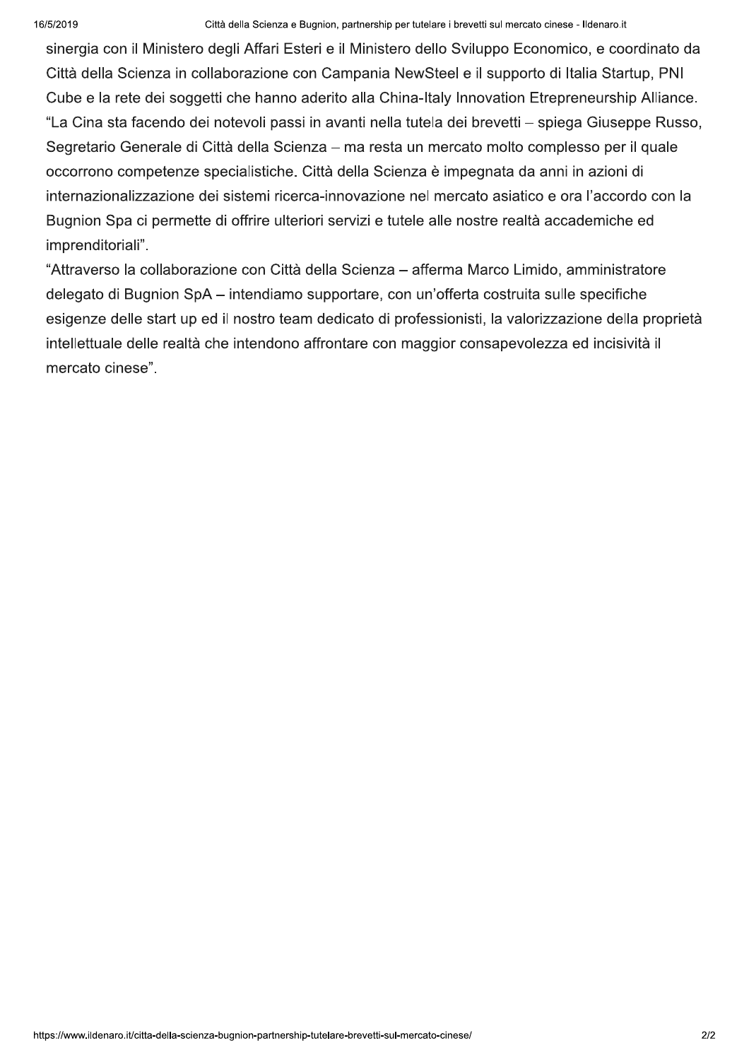sinergia con il Ministero degli Affari Esteri e il Ministero dello Sviluppo Economico, e coordinato da Città della Scienza in collaborazione con Campania NewSteel e il supporto di Italia Startup, PNI Cube e la rete dei soggetti che hanno aderito alla China-Italy Innovation Etrepreneurship Alliance.

"La Cina sta facendo dei notevoli passi in avanti nella tutela dei brevetti – spiega Giuseppe Russo, Segretario Generale di Città della Scienza – ma resta un mercato molto complesso per il quale occorrono competenze specialistiche. Città della Scienza è impegnata da anni in azioni di internazionalizzazione dei sistemi ricerca-innovazione nel mercato asiatico e ora l'accordo con la Bugnion Spa ci permette di offrire ulteriori servizi e tutele alle nostre realtà accademiche ed imprenditoriali".

"Attraverso la collaborazione con Città della Scienza – afferma Marco Limido, amministratore delegato di Bugnion SpA – intendiamo supportare, con un'offerta costruita sulle specifiche esigenze delle start up ed il nostro team dedicato di professionisti, la valorizzazione della proprietà intellettuale delle realtà che intendono affrontare con maggior consapevolezza ed incisività il mercato cinese".